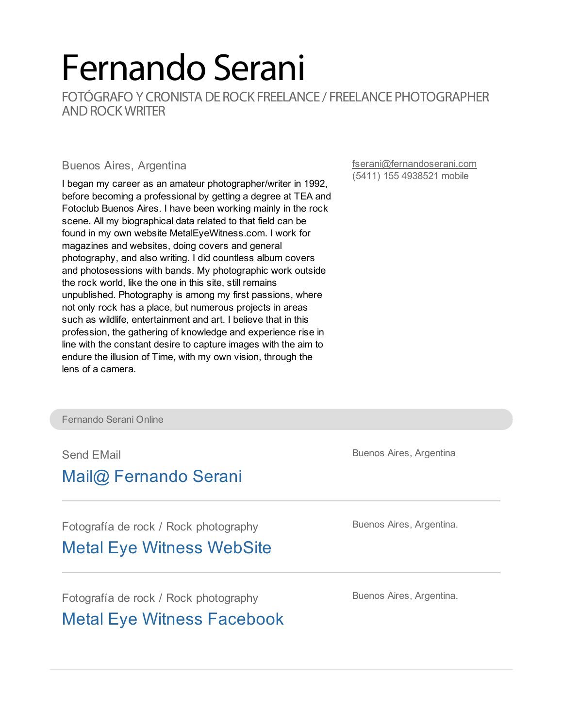# Fernando Serani

FOTÓGRAFO Y CRONISTA DE ROCK FREELANCE / FREELANCE PHOTOGRAPHER AND ROCK WRITER

Buenos Aires, Argentina

I began my career as an amateur photographer/writer in 1992, before becoming a professional by getting a degree at TEA and Fotoclub Buenos Aires. I have been working mainly in the rock scene. All my biographical data related to that field can be found in my own website MetalEyeWitness.com. I work for magazines and websites, doing covers and general photography, and also writing. I did countless album covers and photosessions with bands. My photographic work outside the rock world, like the one in this site, still remains unpublished. Photography is among my first passions, where not only rock has a place, but numerous projects in areas such as wildlife, entertainment and art. I believe that in this profession, the gathering of knowledge and experience rise in line with the constant desire to capture images with the aim to endure the illusion of Time, with my own vision, through the lens of a camera.

fserani@fernandoserani.com
(5411) 155 4938521 mobile

## Fernando Serani Online

Send EMail

### Mail@ Fernando Serani

Buenos Aires, Argentina

---

Fotografía de rock / Rock photography

### Metal Eye Witness WebSite

Buenos Aires, Argentina.

---

Fotografía de rock / Rock photography

### Metal Eye Witness Facebook

Buenos Aires, Argentina.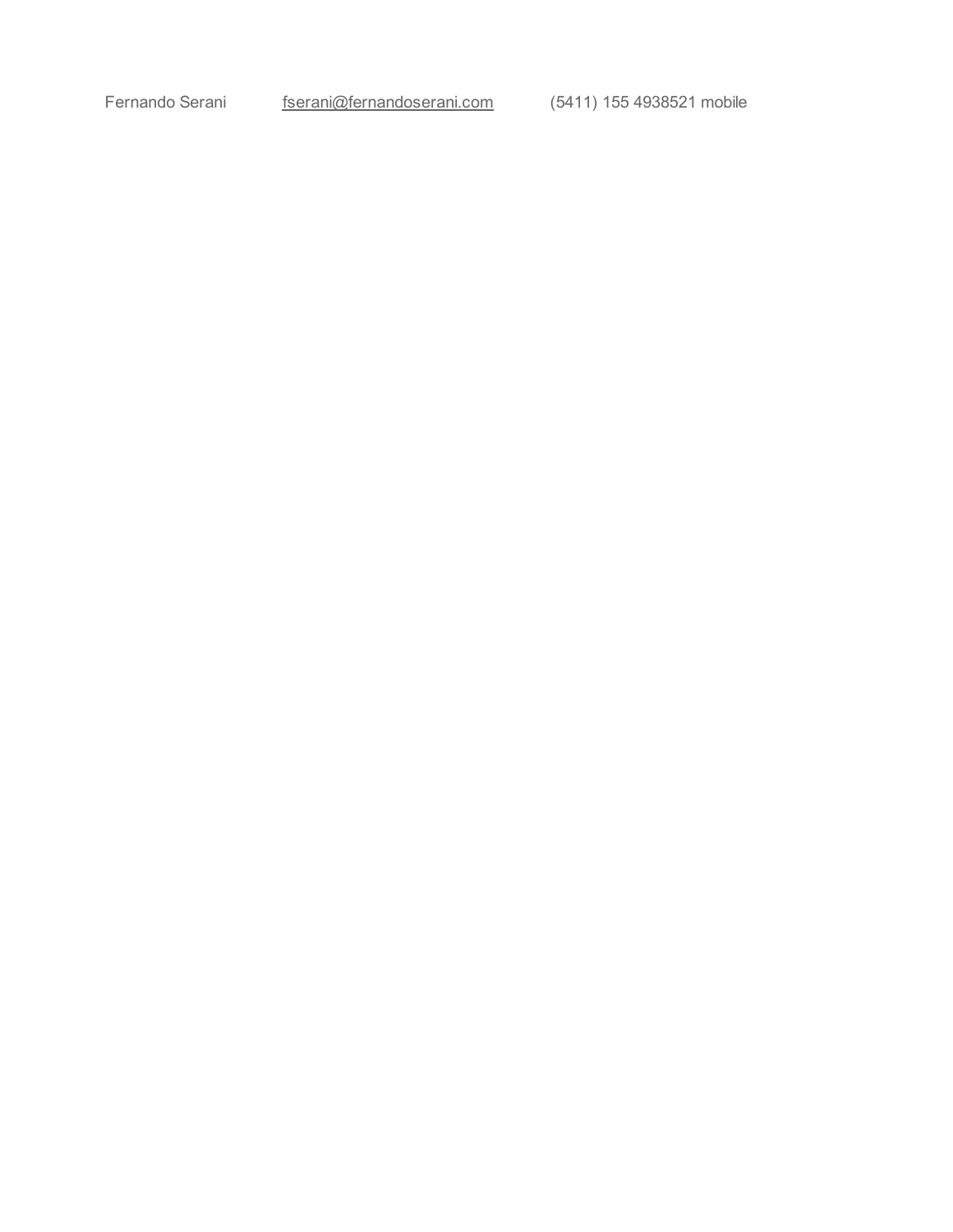Fernando Serani fserani@fernandoserani.com (5411) 155 4938521 mobile